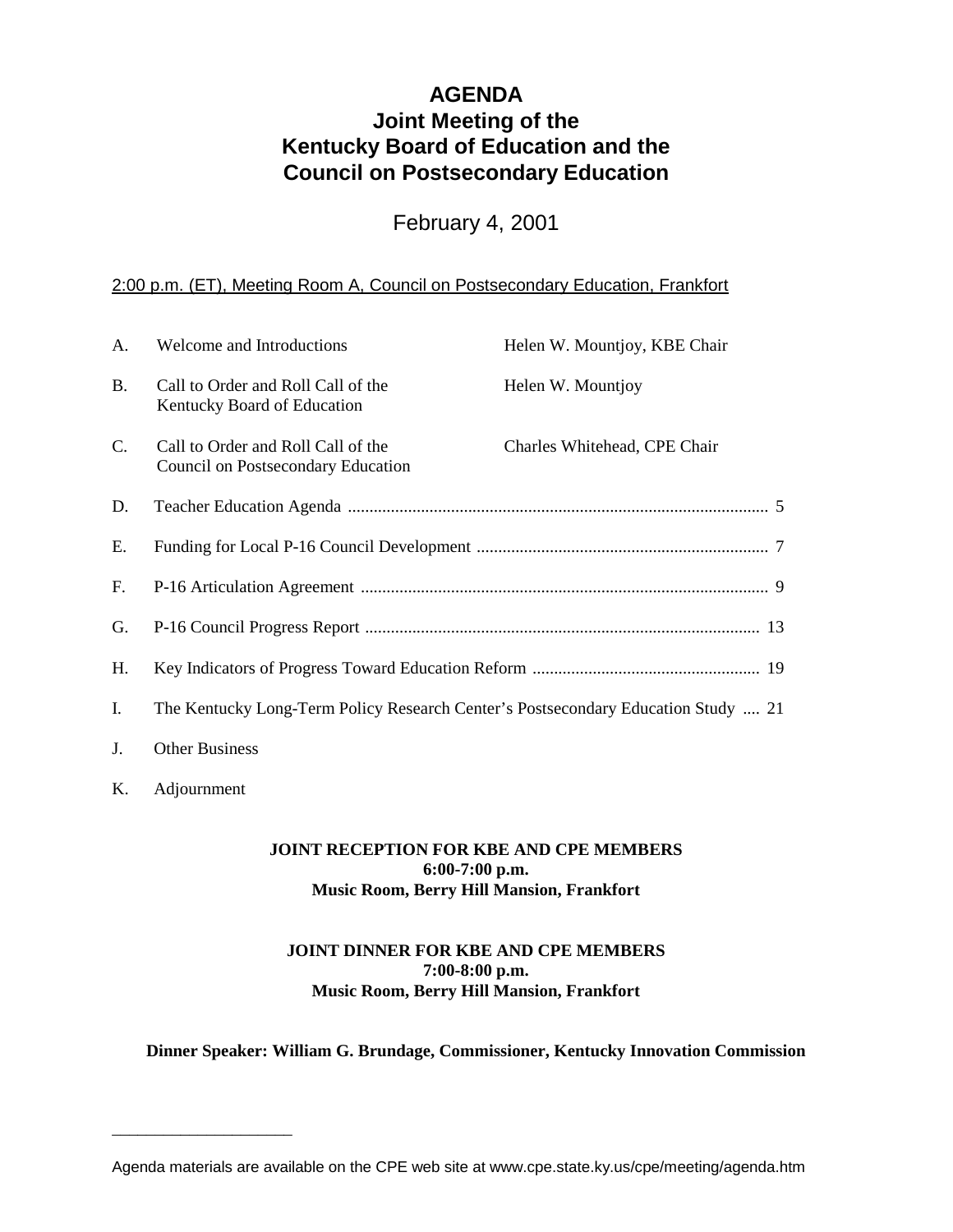# AGENDA
# Joint Meeting of the Kentucky Board of Education and the Council on Postsecondary Education

February 4, 2001

2:00 p.m. (ET), Meeting Room A, Council on Postsecondary Education, Frankfort

| | | | |
|---|---|---|---|
| A. | Welcome and Introductions | Helen W. Mountjoy, KBE Chair | |
| B. | Call to Order and Roll Call of the Kentucky Board of Education | Helen W. Mountjoy | |
| C. | Call to Order and Roll Call of the Council on Postsecondary Education | Charles Whitehead, CPE Chair | |
| D. | Teacher Education Agenda | | 5 |
| E. | Funding for Local P-16 Council Development | | 7 |
| F. | P-16 Articulation Agreement | | 9 |
| G. | P-16 Council Progress Report | | 13 |
| H. | Key Indicators of Progress Toward Education Reform | | 19 |
| I. | The Kentucky Long-Term Policy Research Center's Postsecondary Education Study | | 21 |
| J. | Other Business | | |
| K. | Adjournment | | |

**JOINT RECEPTION FOR KBE AND CPE MEMBERS**
**6:00-7:00 p.m.**
**Music Room, Berry Hill Mansion, Frankfort**

**JOINT DINNER FOR KBE AND CPE MEMBERS**
**7:00-8:00 p.m.**
**Music Room, Berry Hill Mansion, Frankfort**

**Dinner Speaker: William G. Brundage, Commissioner, Kentucky Innovation Commission**

---

Agenda materials are available on the CPE web site at www.cpe.state.ky.us/cpe/meeting/agenda.htm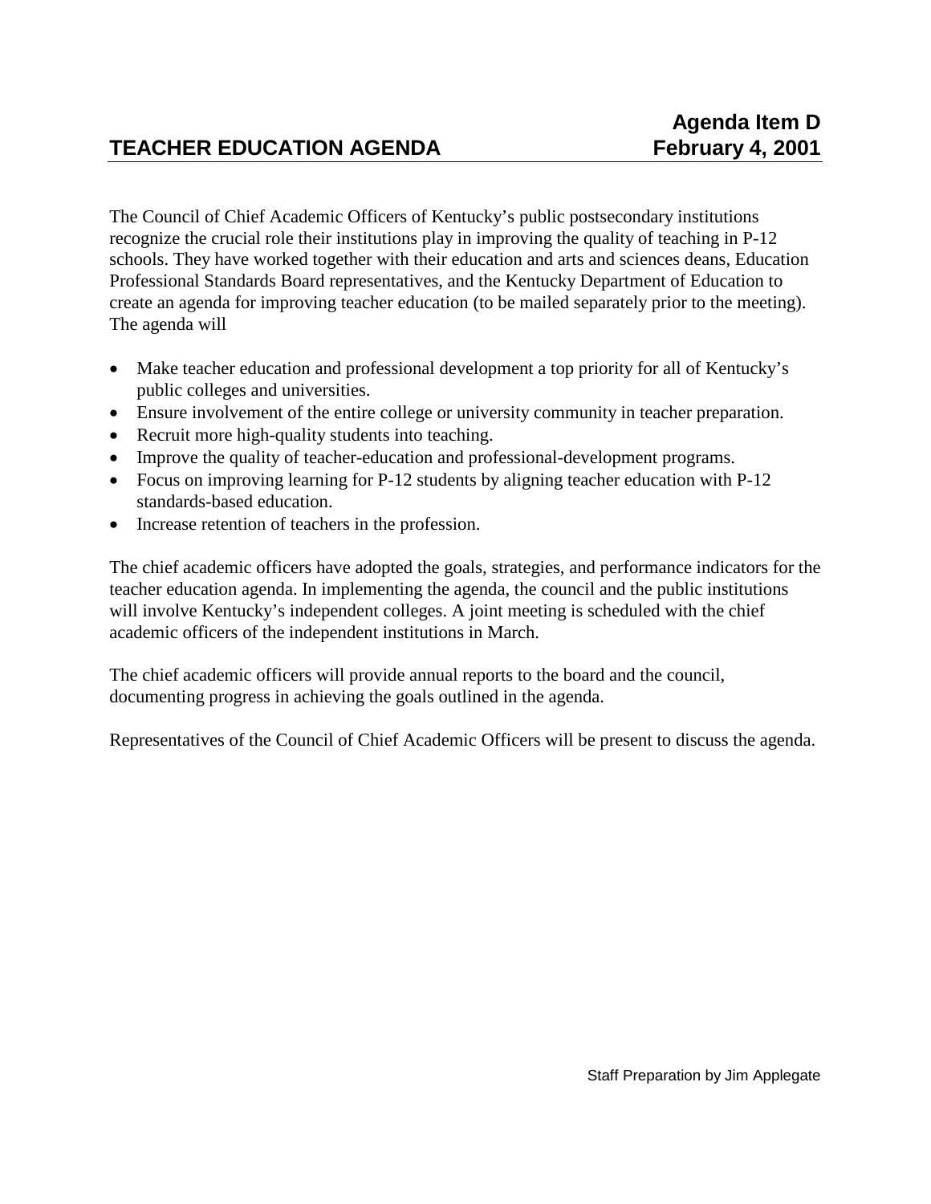**Agenda Item D**
**February 4, 2001**

# TEACHER EDUCATION AGENDA

The Council of Chief Academic Officers of Kentucky's public postsecondary institutions recognize the crucial role their institutions play in improving the quality of teaching in P-12 schools. They have worked together with their education and arts and sciences deans, Education Professional Standards Board representatives, and the Kentucky Department of Education to create an agenda for improving teacher education (to be mailed separately prior to the meeting). The agenda will

- Make teacher education and professional development a top priority for all of Kentucky's public colleges and universities.
- Ensure involvement of the entire college or university community in teacher preparation.
- Recruit more high-quality students into teaching.
- Improve the quality of teacher-education and professional-development programs.
- Focus on improving learning for P-12 students by aligning teacher education with P-12 standards-based education.
- Increase retention of teachers in the profession.

The chief academic officers have adopted the goals, strategies, and performance indicators for the teacher education agenda. In implementing the agenda, the council and the public institutions will involve Kentucky's independent colleges. A joint meeting is scheduled with the chief academic officers of the independent institutions in March.

The chief academic officers will provide annual reports to the board and the council, documenting progress in achieving the goals outlined in the agenda.

Representatives of the Council of Chief Academic Officers will be present to discuss the agenda.

Staff Preparation by Jim Applegate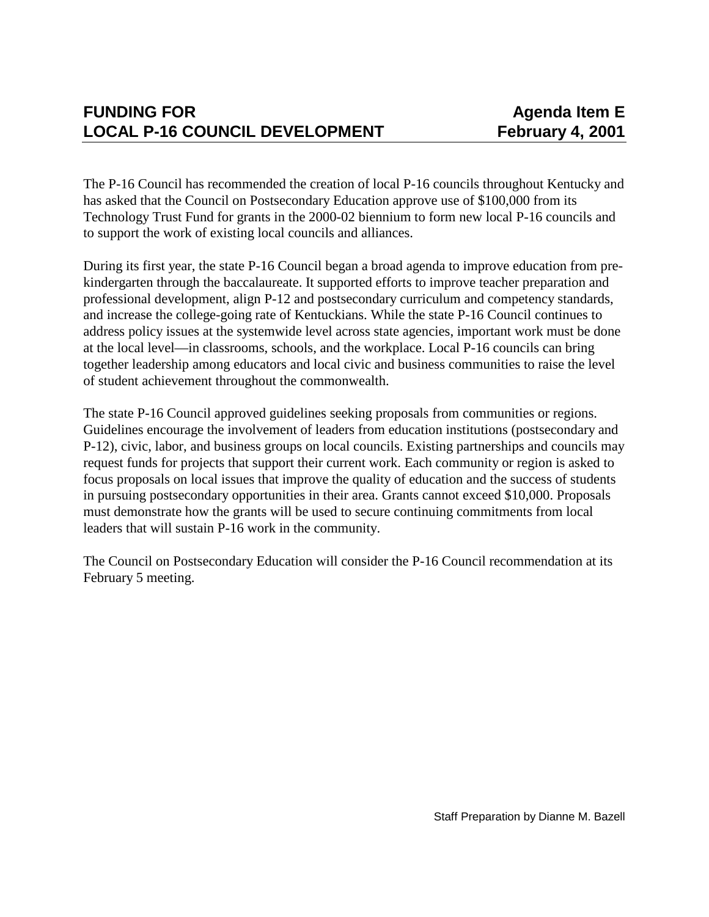# FUNDING FOR LOCAL P-16 COUNCIL DEVELOPMENT

**Agenda Item E**
**February 4, 2001**

The P-16 Council has recommended the creation of local P-16 councils throughout Kentucky and has asked that the Council on Postsecondary Education approve use of $100,000 from its Technology Trust Fund for grants in the 2000-02 biennium to form new local P-16 councils and to support the work of existing local councils and alliances.

During its first year, the state P-16 Council began a broad agenda to improve education from pre-kindergarten through the baccalaureate. It supported efforts to improve teacher preparation and professional development, align P-12 and postsecondary curriculum and competency standards, and increase the college-going rate of Kentuckians. While the state P-16 Council continues to address policy issues at the systemwide level across state agencies, important work must be done at the local level—in classrooms, schools, and the workplace. Local P-16 councils can bring together leadership among educators and local civic and business communities to raise the level of student achievement throughout the commonwealth.

The state P-16 Council approved guidelines seeking proposals from communities or regions. Guidelines encourage the involvement of leaders from education institutions (postsecondary and P-12), civic, labor, and business groups on local councils. Existing partnerships and councils may request funds for projects that support their current work. Each community or region is asked to focus proposals on local issues that improve the quality of education and the success of students in pursuing postsecondary opportunities in their area. Grants cannot exceed $10,000. Proposals must demonstrate how the grants will be used to secure continuing commitments from local leaders that will sustain P-16 work in the community.

The Council on Postsecondary Education will consider the P-16 Council recommendation at its February 5 meeting.

Staff Preparation by Dianne M. Bazell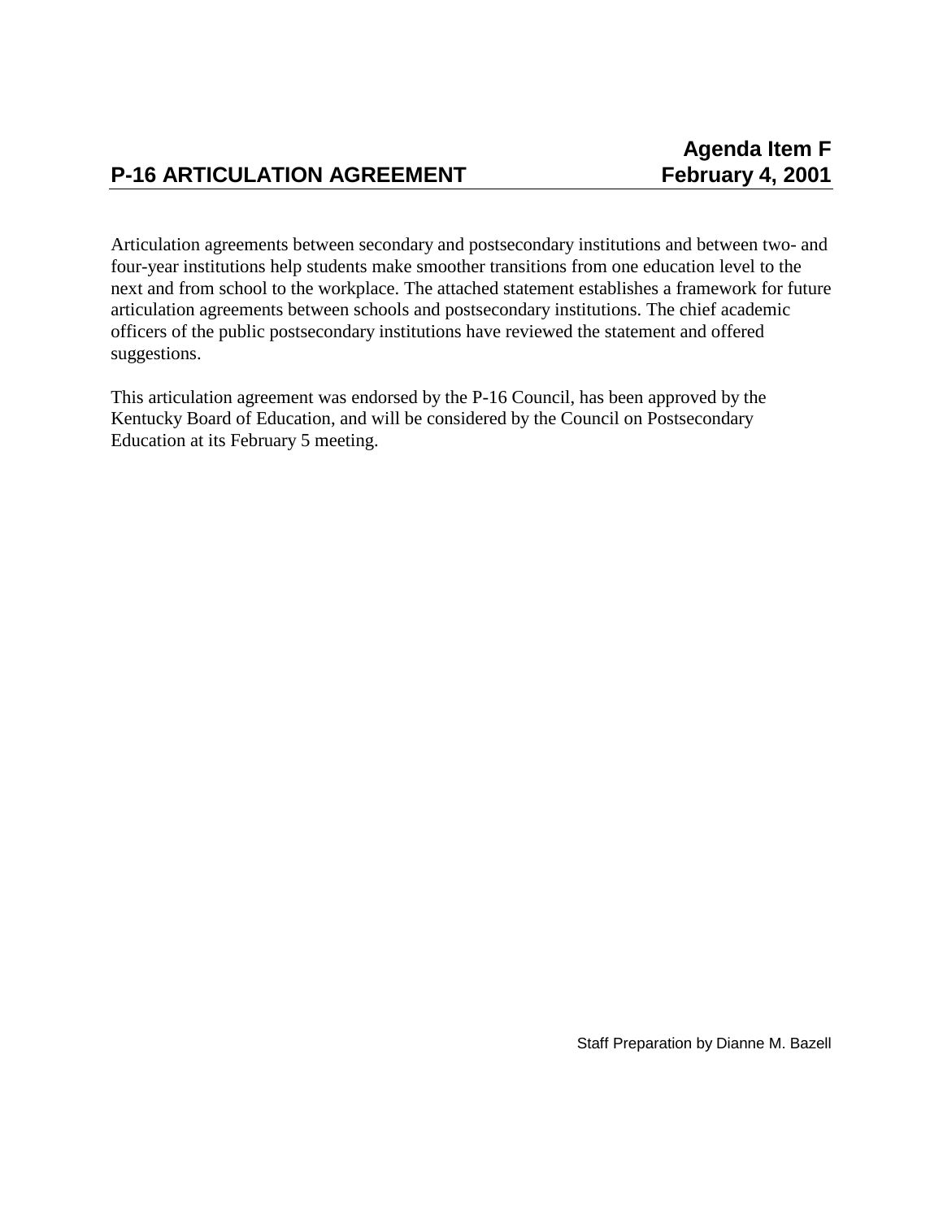**Agenda Item F**

# P-16 ARTICULATION AGREEMENT

**February 4, 2001**

Articulation agreements between secondary and postsecondary institutions and between two- and four-year institutions help students make smoother transitions from one education level to the next and from school to the workplace. The attached statement establishes a framework for future articulation agreements between schools and postsecondary institutions. The chief academic officers of the public postsecondary institutions have reviewed the statement and offered suggestions.

This articulation agreement was endorsed by the P-16 Council, has been approved by the Kentucky Board of Education, and will be considered by the Council on Postsecondary Education at its February 5 meeting.

Staff Preparation by Dianne M. Bazell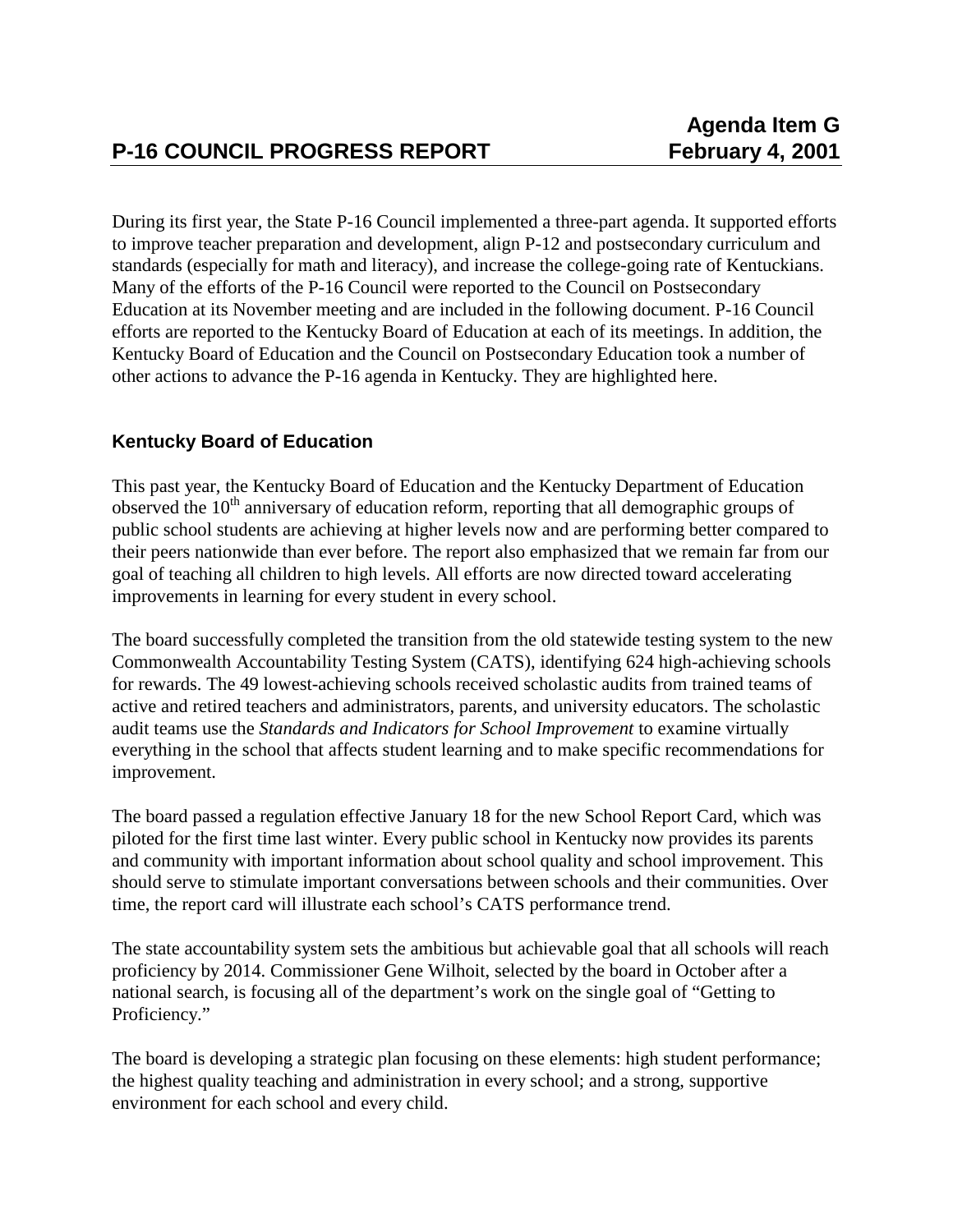# P-16 COUNCIL PROGRESS REPORT

**Agenda Item G**
**February 4, 2001**

During its first year, the State P-16 Council implemented a three-part agenda. It supported efforts to improve teacher preparation and development, align P-12 and postsecondary curriculum and standards (especially for math and literacy), and increase the college-going rate of Kentuckians. Many of the efforts of the P-16 Council were reported to the Council on Postsecondary Education at its November meeting and are included in the following document. P-16 Council efforts are reported to the Kentucky Board of Education at each of its meetings. In addition, the Kentucky Board of Education and the Council on Postsecondary Education took a number of other actions to advance the P-16 agenda in Kentucky. They are highlighted here.

## Kentucky Board of Education

This past year, the Kentucky Board of Education and the Kentucky Department of Education observed the 10th anniversary of education reform, reporting that all demographic groups of public school students are achieving at higher levels now and are performing better compared to their peers nationwide than ever before. The report also emphasized that we remain far from our goal of teaching all children to high levels. All efforts are now directed toward accelerating improvements in learning for every student in every school.

The board successfully completed the transition from the old statewide testing system to the new Commonwealth Accountability Testing System (CATS), identifying 624 high-achieving schools for rewards. The 49 lowest-achieving schools received scholastic audits from trained teams of active and retired teachers and administrators, parents, and university educators. The scholastic audit teams use the *Standards and Indicators for School Improvement* to examine virtually everything in the school that affects student learning and to make specific recommendations for improvement.

The board passed a regulation effective January 18 for the new School Report Card, which was piloted for the first time last winter. Every public school in Kentucky now provides its parents and community with important information about school quality and school improvement. This should serve to stimulate important conversations between schools and their communities. Over time, the report card will illustrate each school's CATS performance trend.

The state accountability system sets the ambitious but achievable goal that all schools will reach proficiency by 2014. Commissioner Gene Wilhoit, selected by the board in October after a national search, is focusing all of the department's work on the single goal of "Getting to Proficiency."

The board is developing a strategic plan focusing on these elements: high student performance; the highest quality teaching and administration in every school; and a strong, supportive environment for each school and every child.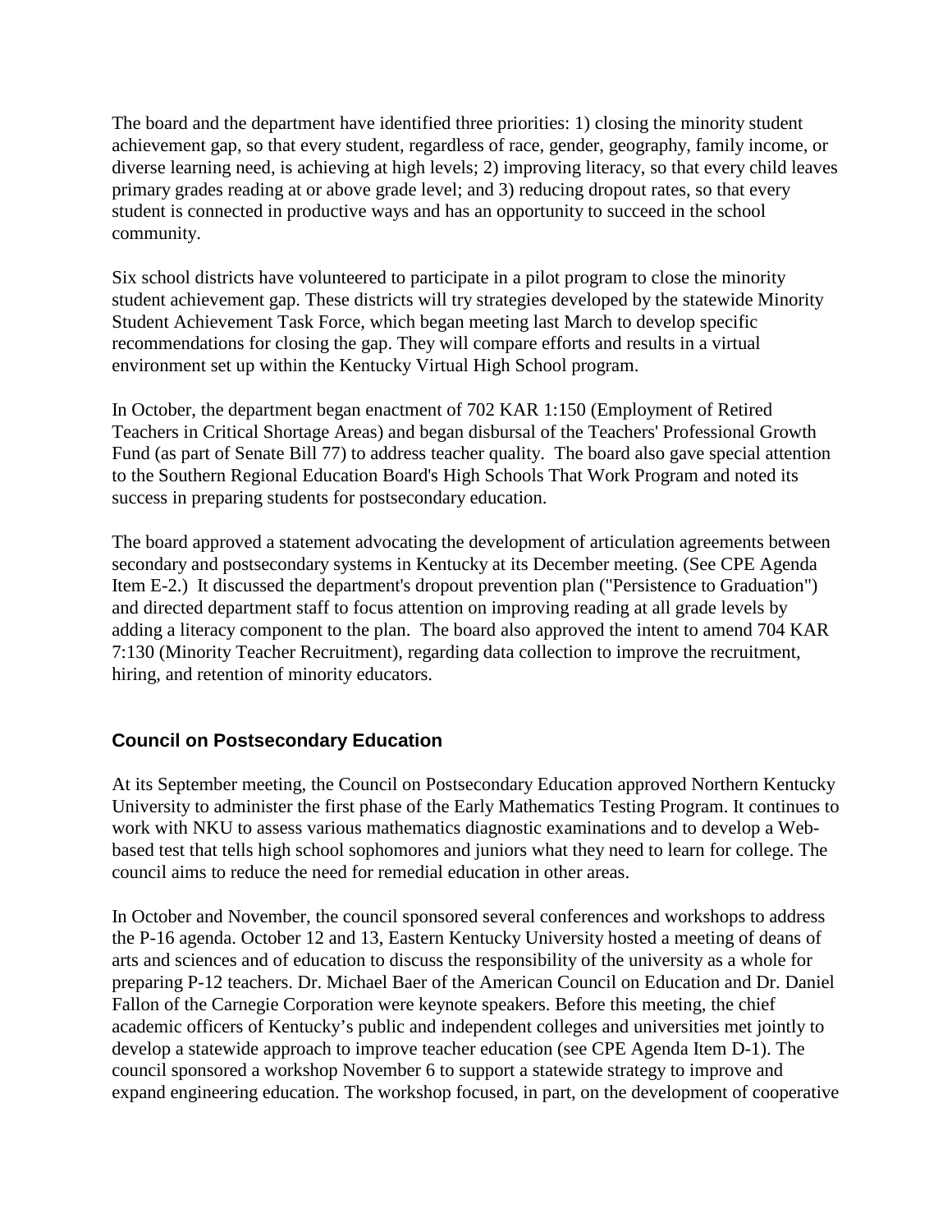The board and the department have identified three priorities: 1) closing the minority student achievement gap, so that every student, regardless of race, gender, geography, family income, or diverse learning need, is achieving at high levels; 2) improving literacy, so that every child leaves primary grades reading at or above grade level; and 3) reducing dropout rates, so that every student is connected in productive ways and has an opportunity to succeed in the school community.

Six school districts have volunteered to participate in a pilot program to close the minority student achievement gap. These districts will try strategies developed by the statewide Minority Student Achievement Task Force, which began meeting last March to develop specific recommendations for closing the gap. They will compare efforts and results in a virtual environment set up within the Kentucky Virtual High School program.

In October, the department began enactment of 702 KAR 1:150 (Employment of Retired Teachers in Critical Shortage Areas) and began disbursal of the Teachers' Professional Growth Fund (as part of Senate Bill 77) to address teacher quality. The board also gave special attention to the Southern Regional Education Board's High Schools That Work Program and noted its success in preparing students for postsecondary education.

The board approved a statement advocating the development of articulation agreements between secondary and postsecondary systems in Kentucky at its December meeting. (See CPE Agenda Item E-2.) It discussed the department's dropout prevention plan ("Persistence to Graduation") and directed department staff to focus attention on improving reading at all grade levels by adding a literacy component to the plan. The board also approved the intent to amend 704 KAR 7:130 (Minority Teacher Recruitment), regarding data collection to improve the recruitment, hiring, and retention of minority educators.

### Council on Postsecondary Education

At its September meeting, the Council on Postsecondary Education approved Northern Kentucky University to administer the first phase of the Early Mathematics Testing Program. It continues to work with NKU to assess various mathematics diagnostic examinations and to develop a Web-based test that tells high school sophomores and juniors what they need to learn for college. The council aims to reduce the need for remedial education in other areas.

In October and November, the council sponsored several conferences and workshops to address the P-16 agenda. October 12 and 13, Eastern Kentucky University hosted a meeting of deans of arts and sciences and of education to discuss the responsibility of the university as a whole for preparing P-12 teachers. Dr. Michael Baer of the American Council on Education and Dr. Daniel Fallon of the Carnegie Corporation were keynote speakers. Before this meeting, the chief academic officers of Kentucky's public and independent colleges and universities met jointly to develop a statewide approach to improve teacher education (see CPE Agenda Item D-1). The council sponsored a workshop November 6 to support a statewide strategy to improve and expand engineering education. The workshop focused, in part, on the development of cooperative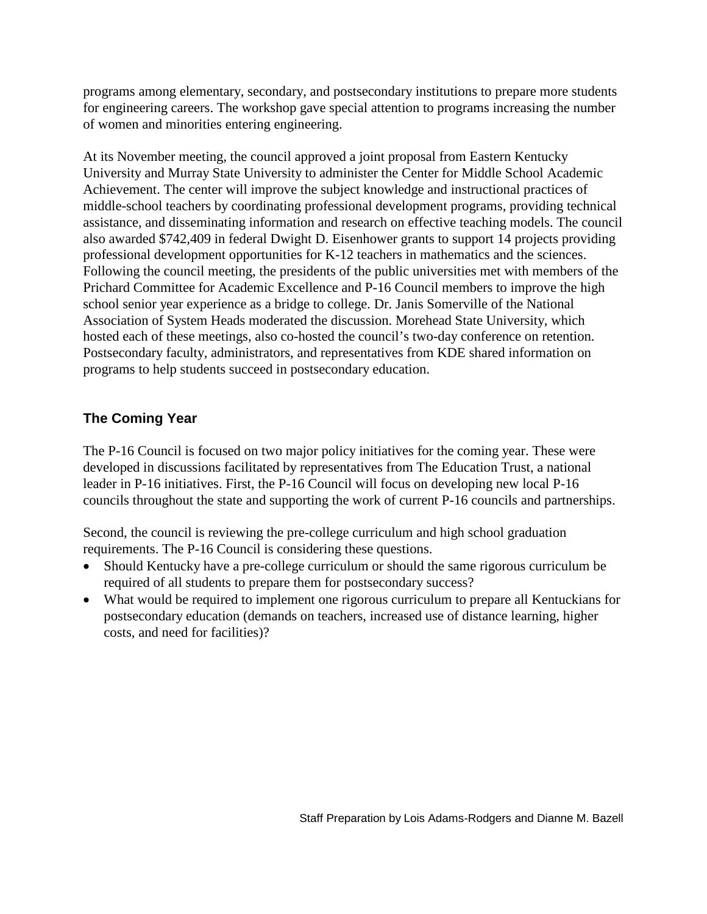programs among elementary, secondary, and postsecondary institutions to prepare more students for engineering careers. The workshop gave special attention to programs increasing the number of women and minorities entering engineering.

At its November meeting, the council approved a joint proposal from Eastern Kentucky University and Murray State University to administer the Center for Middle School Academic Achievement. The center will improve the subject knowledge and instructional practices of middle-school teachers by coordinating professional development programs, providing technical assistance, and disseminating information and research on effective teaching models. The council also awarded $742,409 in federal Dwight D. Eisenhower grants to support 14 projects providing professional development opportunities for K-12 teachers in mathematics and the sciences. Following the council meeting, the presidents of the public universities met with members of the Prichard Committee for Academic Excellence and P-16 Council members to improve the high school senior year experience as a bridge to college. Dr. Janis Somerville of the National Association of System Heads moderated the discussion. Morehead State University, which hosted each of these meetings, also co-hosted the council's two-day conference on retention. Postsecondary faculty, administrators, and representatives from KDE shared information on programs to help students succeed in postsecondary education.

## The Coming Year

The P-16 Council is focused on two major policy initiatives for the coming year. These were developed in discussions facilitated by representatives from The Education Trust, a national leader in P-16 initiatives. First, the P-16 Council will focus on developing new local P-16 councils throughout the state and supporting the work of current P-16 councils and partnerships.

Second, the council is reviewing the pre-college curriculum and high school graduation requirements. The P-16 Council is considering these questions.

- Should Kentucky have a pre-college curriculum or should the same rigorous curriculum be required of all students to prepare them for postsecondary success?
- What would be required to implement one rigorous curriculum to prepare all Kentuckians for postsecondary education (demands on teachers, increased use of distance learning, higher costs, and need for facilities)?

Staff Preparation by Lois Adams-Rodgers and Dianne M. Bazell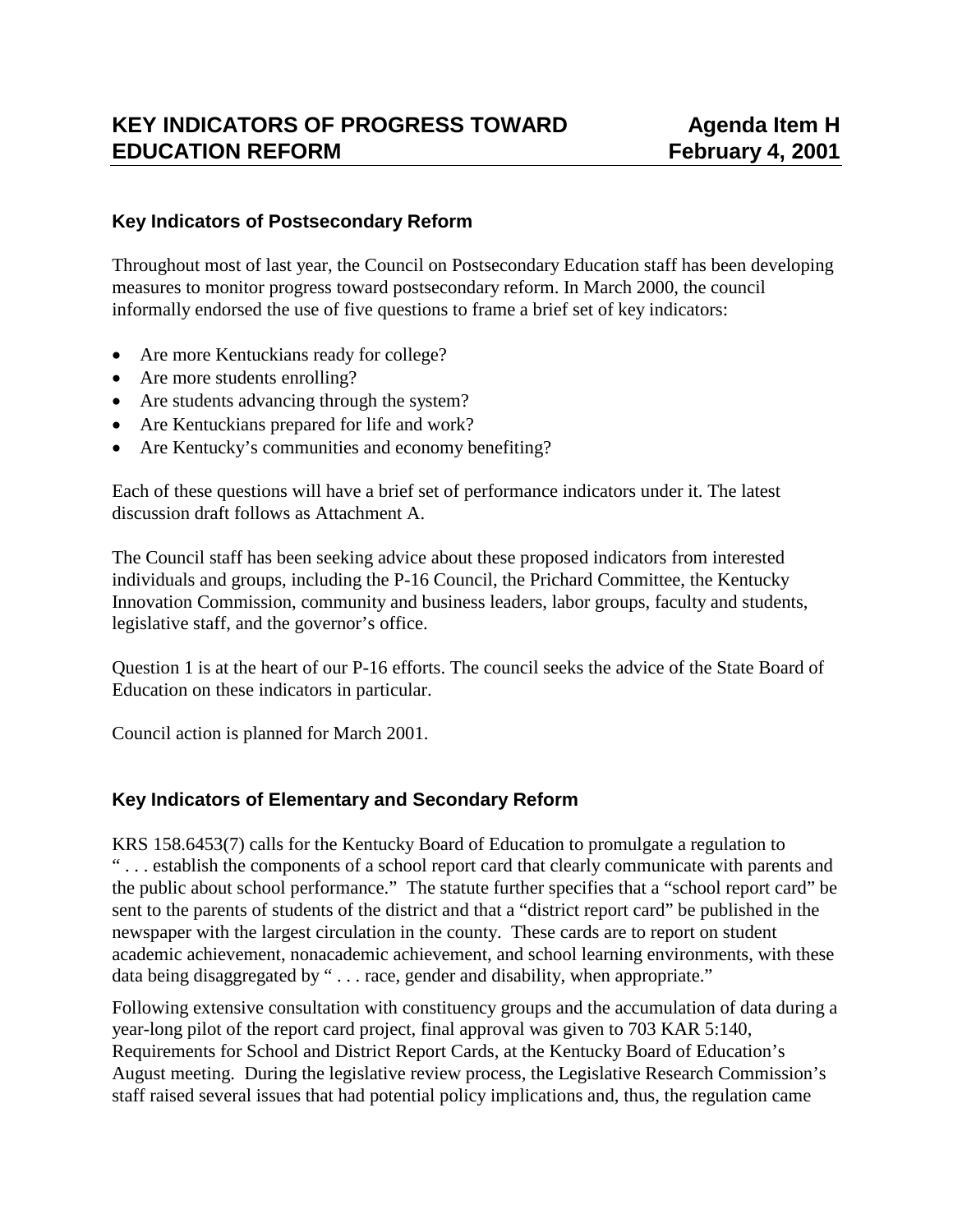# KEY INDICATORS OF PROGRESS TOWARD EDUCATION REFORM

**Agenda Item H**
**February 4, 2001**

### Key Indicators of Postsecondary Reform

Throughout most of last year, the Council on Postsecondary Education staff has been developing measures to monitor progress toward postsecondary reform. In March 2000, the council informally endorsed the use of five questions to frame a brief set of key indicators:

- Are more Kentuckians ready for college?
- Are more students enrolling?
- Are students advancing through the system?
- Are Kentuckians prepared for life and work?
- Are Kentucky's communities and economy benefiting?

Each of these questions will have a brief set of performance indicators under it. The latest discussion draft follows as Attachment A.

The Council staff has been seeking advice about these proposed indicators from interested individuals and groups, including the P-16 Council, the Prichard Committee, the Kentucky Innovation Commission, community and business leaders, labor groups, faculty and students, legislative staff, and the governor's office.

Question 1 is at the heart of our P-16 efforts. The council seeks the advice of the State Board of Education on these indicators in particular.

Council action is planned for March 2001.

### Key Indicators of Elementary and Secondary Reform

KRS 158.6453(7) calls for the Kentucky Board of Education to promulgate a regulation to " . . . establish the components of a school report card that clearly communicate with parents and the public about school performance." The statute further specifies that a "school report card" be sent to the parents of students of the district and that a "district report card" be published in the newspaper with the largest circulation in the county. These cards are to report on student academic achievement, nonacademic achievement, and school learning environments, with these data being disaggregated by " . . . race, gender and disability, when appropriate."

Following extensive consultation with constituency groups and the accumulation of data during a year-long pilot of the report card project, final approval was given to 703 KAR 5:140, Requirements for School and District Report Cards, at the Kentucky Board of Education's August meeting. During the legislative review process, the Legislative Research Commission's staff raised several issues that had potential policy implications and, thus, the regulation came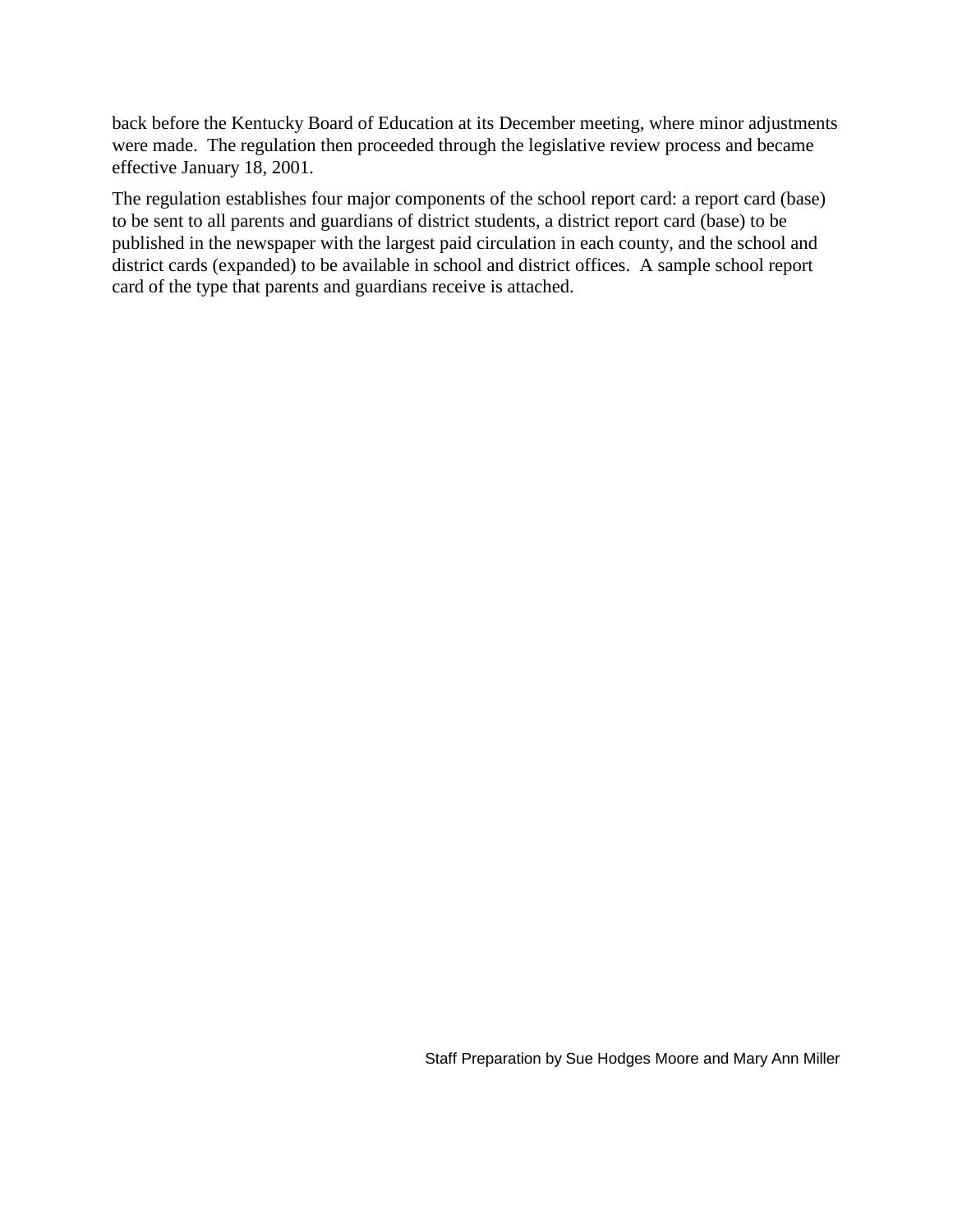back before the Kentucky Board of Education at its December meeting, where minor adjustments were made. The regulation then proceeded through the legislative review process and became effective January 18, 2001.

The regulation establishes four major components of the school report card: a report card (base) to be sent to all parents and guardians of district students, a district report card (base) to be published in the newspaper with the largest paid circulation in each county, and the school and district cards (expanded) to be available in school and district offices. A sample school report card of the type that parents and guardians receive is attached.

Staff Preparation by Sue Hodges Moore and Mary Ann Miller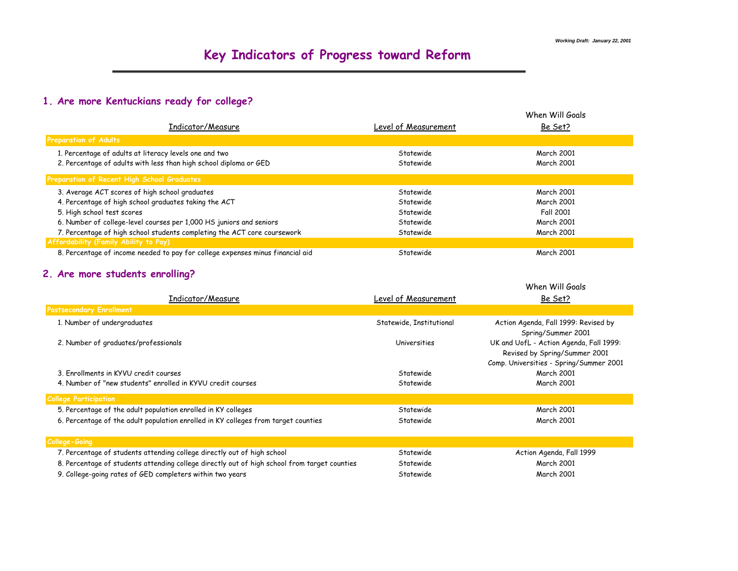*Working Draft: January 22, 2001*

# Key Indicators of Progress toward Reform

## 1. Are more Kentuckians ready for college?

| Indicator/Measure | Level of Measurement | When Will Goals Be Set? |
|---|---|---|
| **Preparation of Adults** | | |
| 1. Percentage of adults at literacy levels one and two | Statewide | March 2001 |
| 2. Percentage of adults with less than high school diploma or GED | Statewide | March 2001 |
| **Preparation of Recent High School Graduates** | | |
| 3. Average ACT scores of high school graduates | Statewide | March 2001 |
| 4. Percentage of high school graduates taking the ACT | Statewide | March 2001 |
| 5. High school test scores | Statewide | Fall 2001 |
| 6. Number of college-level courses per 1,000 HS juniors and seniors | Statewide | March 2001 |
| 7. Percentage of high school students completing the ACT core coursework | Statewide | March 2001 |
| **Affordability (Family Ability to Pay)** | | |
| 8. Percentage of income needed to pay for college expenses minus financial aid | Statewide | March 2001 |

## 2. Are more students enrolling?

| Indicator/Measure | Level of Measurement | When Will Goals Be Set? |
|---|---|---|
| **Postsecondary Enrollment** | | |
| 1. Number of undergraduates | Statewide, Institutional | Action Agenda, Fall 1999: Revised by Spring/Summer 2001 |
| 2. Number of graduates/professionals | Universities | UK and UofL - Action Agenda, Fall 1999: Revised by Spring/Summer 2001<br>Comp. Universities - Spring/Summer 2001 |
| 3. Enrollments in KYVU credit courses | Statewide | March 2001 |
| 4. Number of "new students" enrolled in KYVU credit courses | Statewide | March 2001 |
| **College Participation** | | |
| 5. Percentage of the adult population enrolled in KY colleges | Statewide | March 2001 |
| 6. Percentage of the adult population enrolled in KY colleges from target counties | Statewide | March 2001 |
| **College-Going** | | |
| 7. Percentage of students attending college directly out of high school | Statewide | Action Agenda, Fall 1999 |
| 8. Percentage of students attending college directly out of high school from target counties | Statewide | March 2001 |
| 9. College-going rates of GED completers within two years | Statewide | March 2001 |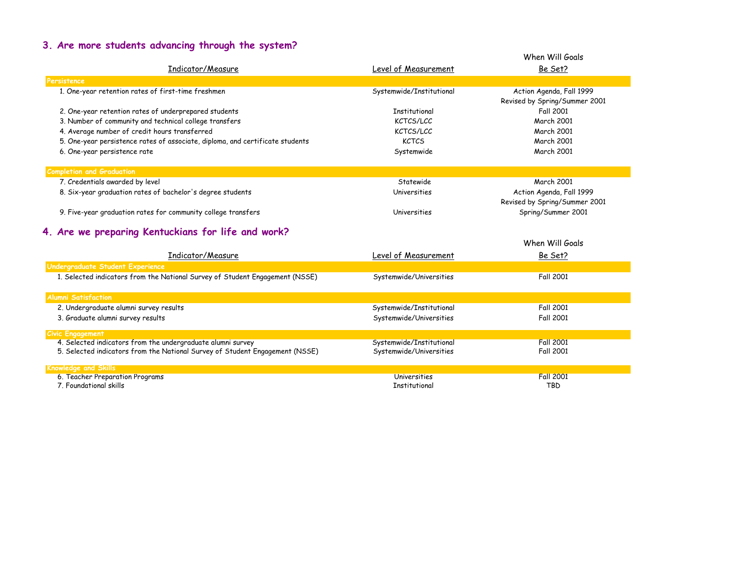## 3. Are more students advancing through the system?

| Indicator/Measure | Level of Measurement | When Will Goals Be Set? |
|---|---|---|
| **Persistence** | | |
| 1. One-year retention rates of first-time freshmen | Systemwide/Institutional | Action Agenda, Fall 1999<br>Revised by Spring/Summer 2001 |
| 2. One-year retention rates of underprepared students | Institutional | Fall 2001 |
| 3. Number of community and technical college transfers | KCTCS/LCC | March 2001 |
| 4. Average number of credit hours transferred | KCTCS/LCC | March 2001 |
| 5. One-year persistence rates of associate, diploma, and certificate students | KCTCS | March 2001 |
| 6. One-year persistence rate | Systemwide | March 2001 |
| **Completion and Graduation** | | |
| 7. Credentials awarded by level | Statewide | March 2001 |
| 8. Six-year graduation rates of bachelor's degree students | Universities | Action Agenda, Fall 1999<br>Revised by Spring/Summer 2001 |
| 9. Five-year graduation rates for community college transfers | Universities | Spring/Summer 2001 |

## 4. Are we preparing Kentuckians for life and work?

| Indicator/Measure | Level of Measurement | When Will Goals Be Set? |
|---|---|---|
| **Undergraduate Student Experience** | | |
| 1. Selected indicators from the National Survey of Student Engagement (NSSE) | Systemwide/Universities | Fall 2001 |
| **Alumni Satisfaction** | | |
| 2. Undergraduate alumni survey results | Systemwide/Institutional | Fall 2001 |
| 3. Graduate alumni survey results | Systemwide/Universities | Fall 2001 |
| **Civic Engagement** | | |
| 4. Selected indicators from the undergraduate alumni survey | Systemwide/Institutional | Fall 2001 |
| 5. Selected indicators from the National Survey of Student Engagement (NSSE) | Systemwide/Universities | Fall 2001 |
| **Knowledge and Skills** | | |
| 6. Teacher Preparation Programs | Universities | Fall 2001 |
| 7. Foundational skills | Institutional | TBD |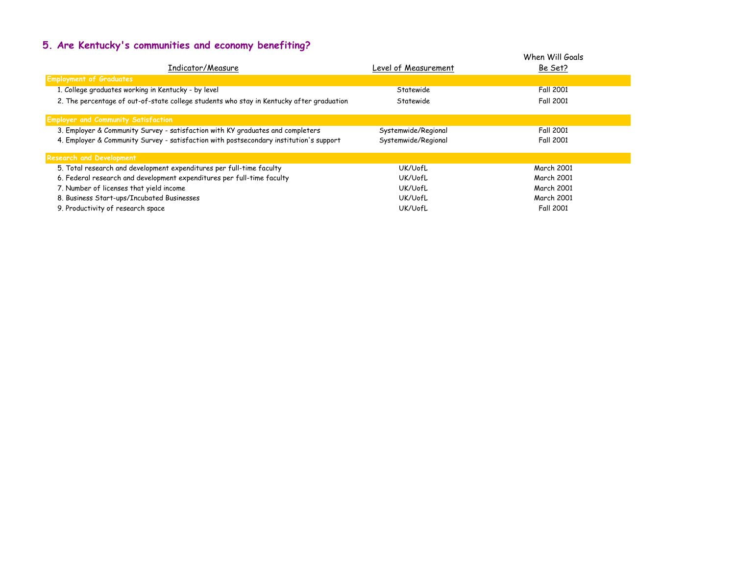## 5. Are Kentucky's communities and economy benefiting?

| Indicator/Measure | Level of Measurement | When Will Goals Be Set? |
|---|---|---|
| **Employment of Graduates** | | |
| 1. College graduates working in Kentucky - by level | Statewide | Fall 2001 |
| 2. The percentage of out-of-state college students who stay in Kentucky after graduation | Statewide | Fall 2001 |
| **Employer and Community Satisfaction** | | |
| 3. Employer & Community Survey - satisfaction with KY graduates and completers | Systemwide/Regional | Fall 2001 |
| 4. Employer & Community Survey - satisfaction with postsecondary institution's support | Systemwide/Regional | Fall 2001 |
| **Research and Development** | | |
| 5. Total research and development expenditures per full-time faculty | UK/UofL | March 2001 |
| 6. Federal research and development expenditures per full-time faculty | UK/UofL | March 2001 |
| 7. Number of licenses that yield income | UK/UofL | March 2001 |
| 8. Business Start-ups/Incubated Businesses | UK/UofL | March 2001 |
| 9. Productivity of research space | UK/UofL | Fall 2001 |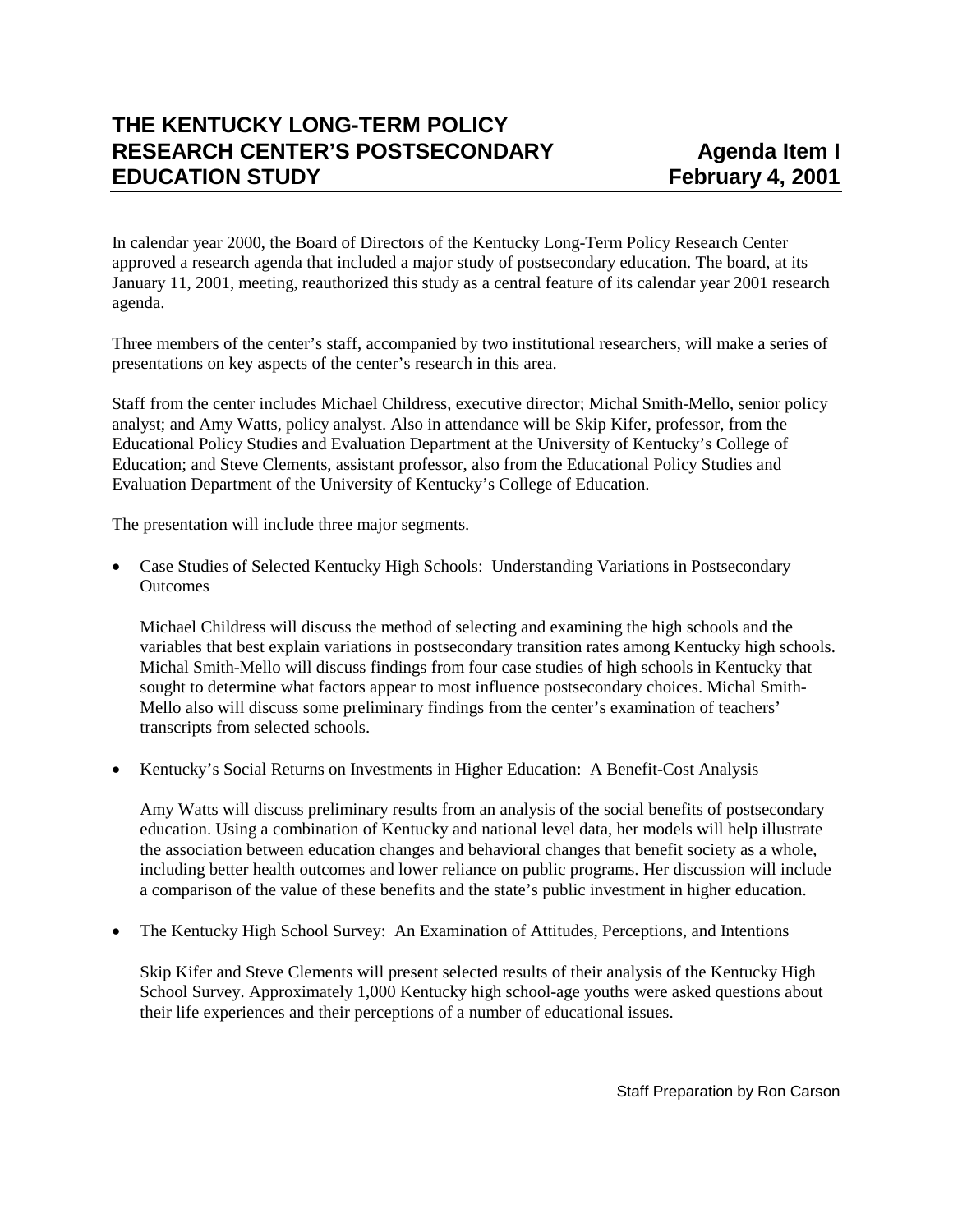# THE KENTUCKY LONG-TERM POLICY RESEARCH CENTER'S POSTSECONDARY EDUCATION STUDY

**Agenda Item I**
**February 4, 2001**

In calendar year 2000, the Board of Directors of the Kentucky Long-Term Policy Research Center approved a research agenda that included a major study of postsecondary education. The board, at its January 11, 2001, meeting, reauthorized this study as a central feature of its calendar year 2001 research agenda.

Three members of the center's staff, accompanied by two institutional researchers, will make a series of presentations on key aspects of the center's research in this area.

Staff from the center includes Michael Childress, executive director; Michal Smith-Mello, senior policy analyst; and Amy Watts, policy analyst. Also in attendance will be Skip Kifer, professor, from the Educational Policy Studies and Evaluation Department at the University of Kentucky's College of Education; and Steve Clements, assistant professor, also from the Educational Policy Studies and Evaluation Department of the University of Kentucky's College of Education.

The presentation will include three major segments.

- Case Studies of Selected Kentucky High Schools: Understanding Variations in Postsecondary Outcomes

  Michael Childress will discuss the method of selecting and examining the high schools and the variables that best explain variations in postsecondary transition rates among Kentucky high schools. Michal Smith-Mello will discuss findings from four case studies of high schools in Kentucky that sought to determine what factors appear to most influence postsecondary choices. Michal Smith-Mello also will discuss some preliminary findings from the center's examination of teachers' transcripts from selected schools.

- Kentucky's Social Returns on Investments in Higher Education: A Benefit-Cost Analysis

  Amy Watts will discuss preliminary results from an analysis of the social benefits of postsecondary education. Using a combination of Kentucky and national level data, her models will help illustrate the association between education changes and behavioral changes that benefit society as a whole, including better health outcomes and lower reliance on public programs. Her discussion will include a comparison of the value of these benefits and the state's public investment in higher education.

- The Kentucky High School Survey: An Examination of Attitudes, Perceptions, and Intentions

  Skip Kifer and Steve Clements will present selected results of their analysis of the Kentucky High School Survey. Approximately 1,000 Kentucky high school-age youths were asked questions about their life experiences and their perceptions of a number of educational issues.

Staff Preparation by Ron Carson